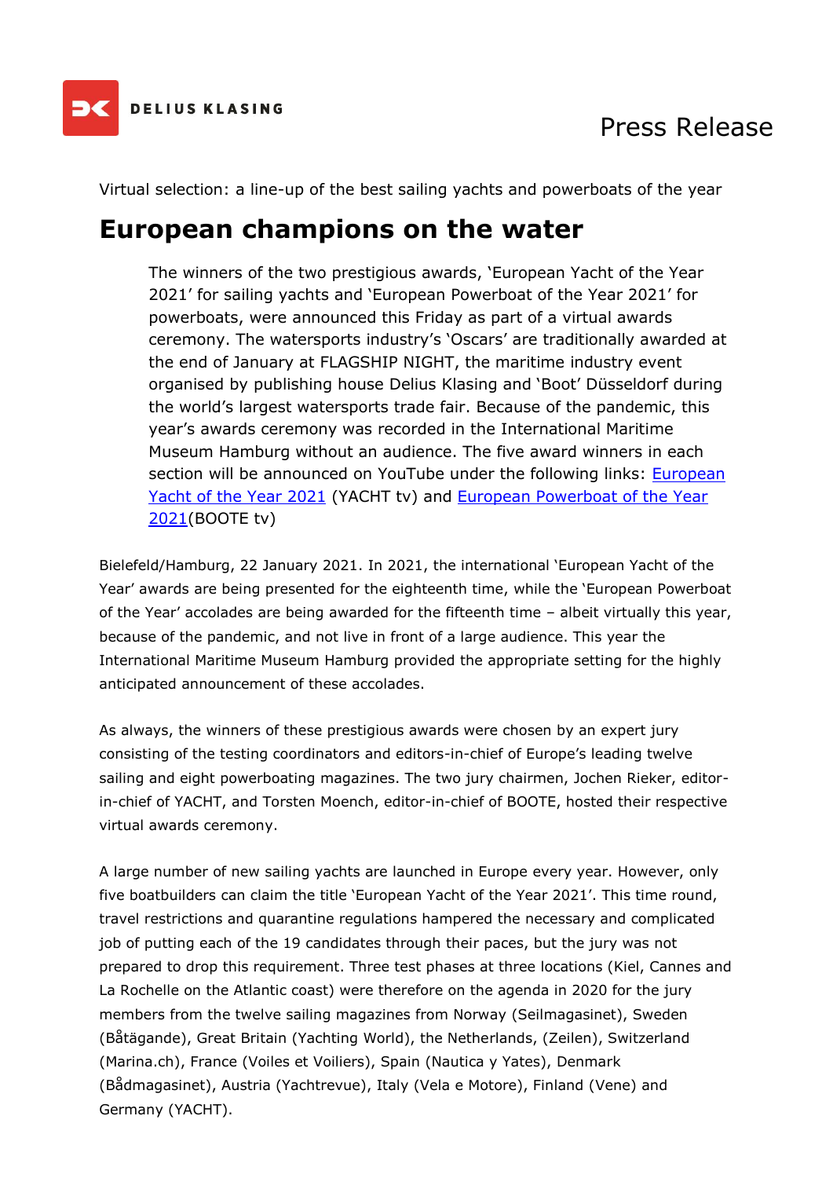Press Release

Virtual selection: a line-up of the best sailing yachts and powerboats of the year

# European champions on the water

The winners of the two prestigious awards, 'European Yacht of the Year 2021' for sailing yachts and 'European Powerboat of the Year 2021' for powerboats, were announced this Friday as part of a virtual awards ceremony. The watersports industry's 'Oscars' are traditionally awarded at the end of January at FLAGSHIP NIGHT, the maritime industry event organised by publishing house Delius Klasing and 'Boot' Düsseldorf during the world's largest watersports trade fair. Because of the pandemic, this year's awards ceremony was recorded in the International Maritime Museum Hamburg without an audience. The five award winners in each section will be announced on YouTube under the following links: European Yacht of the Year 2021 (YACHT tv) and European Powerboat of the Year 2021(BOOTE tv)

Bielefeld/Hamburg, 22 January 2021. In 2021, the international 'European Yacht of the Year' awards are being presented for the eighteenth time, while the 'European Powerboat of the Year' accolades are being awarded for the fifteenth time – albeit virtually this year, because of the pandemic, and not live in front of a large audience. This year the International Maritime Museum Hamburg provided the appropriate setting for the highly anticipated announcement of these accolades.

As always, the winners of these prestigious awards were chosen by an expert jury consisting of the testing coordinators and editors-in-chief of Europe's leading twelve sailing and eight powerboating magazines. The two jury chairmen, Jochen Rieker, editor-in-chief of YACHT, and Torsten Moench, editor-in-chief of BOOTE, hosted their respective virtual awards ceremony.

A large number of new sailing yachts are launched in Europe every year. However, only five boatbuilders can claim the title 'European Yacht of the Year 2021'. This time round, travel restrictions and quarantine regulations hampered the necessary and complicated job of putting each of the 19 candidates through their paces, but the jury was not prepared to drop this requirement. Three test phases at three locations (Kiel, Cannes and La Rochelle on the Atlantic coast) were therefore on the agenda in 2020 for the jury members from the twelve sailing magazines from Norway (Seilmagasinet), Sweden (Båtägande), Great Britain (Yachting World), the Netherlands, (Zeilen), Switzerland (Marina.ch), France (Voiles et Voiliers), Spain (Nautica y Yates), Denmark (Bådmagasinet), Austria (Yachtrevue), Italy (Vela e Motore), Finland (Vene) and Germany (YACHT).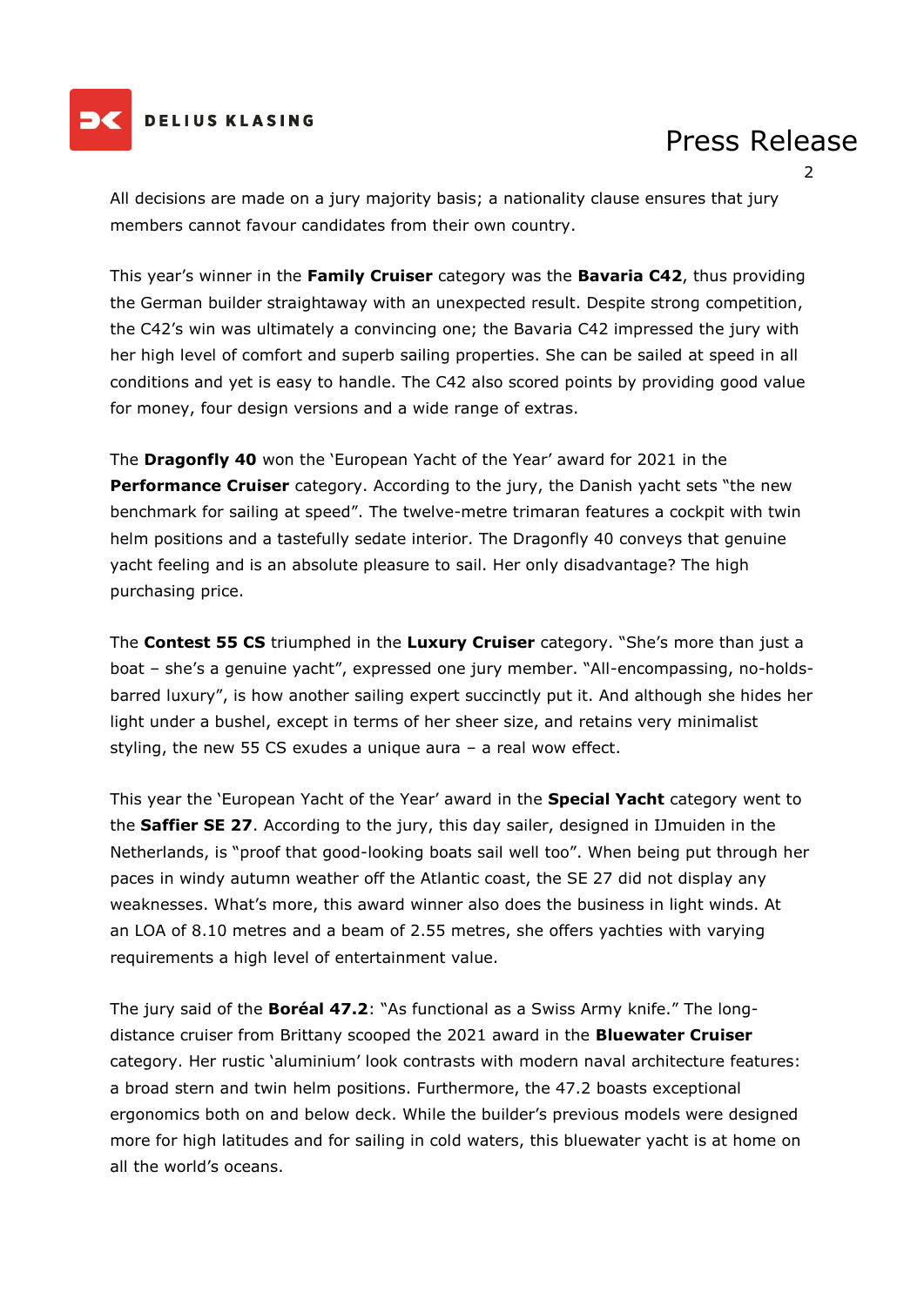All decisions are made on a jury majority basis; a nationality clause ensures that jury members cannot favour candidates from their own country.

This year's winner in the **Family Cruiser** category was the **Bavaria C42**, thus providing the German builder straightaway with an unexpected result. Despite strong competition, the C42's win was ultimately a convincing one; the Bavaria C42 impressed the jury with her high level of comfort and superb sailing properties. She can be sailed at speed in all conditions and yet is easy to handle. The C42 also scored points by providing good value for money, four design versions and a wide range of extras.

The **Dragonfly 40** won the 'European Yacht of the Year' award for 2021 in the **Performance Cruiser** category. According to the jury, the Danish yacht sets "the new benchmark for sailing at speed". The twelve-metre trimaran features a cockpit with twin helm positions and a tastefully sedate interior. The Dragonfly 40 conveys that genuine yacht feeling and is an absolute pleasure to sail. Her only disadvantage? The high purchasing price.

The **Contest 55 CS** triumphed in the **Luxury Cruiser** category. "She's more than just a boat – she's a genuine yacht", expressed one jury member. "All-encompassing, no-holds-barred luxury", is how another sailing expert succinctly put it. And although she hides her light under a bushel, except in terms of her sheer size, and retains very minimalist styling, the new 55 CS exudes a unique aura – a real wow effect.

This year the 'European Yacht of the Year' award in the **Special Yacht** category went to the **Saffier SE 27**. According to the jury, this day sailer, designed in IJmuiden in the Netherlands, is "proof that good-looking boats sail well too". When being put through her paces in windy autumn weather off the Atlantic coast, the SE 27 did not display any weaknesses. What's more, this award winner also does the business in light winds. At an LOA of 8.10 metres and a beam of 2.55 metres, she offers yachties with varying requirements a high level of entertainment value.

The jury said of the **Boréal 47.2**: "As functional as a Swiss Army knife." The long-distance cruiser from Brittany scooped the 2021 award in the **Bluewater Cruiser** category. Her rustic 'aluminium' look contrasts with modern naval architecture features: a broad stern and twin helm positions. Furthermore, the 47.2 boasts exceptional ergonomics both on and below deck. While the builder's previous models were designed more for high latitudes and for sailing in cold waters, this bluewater yacht is at home on all the world's oceans.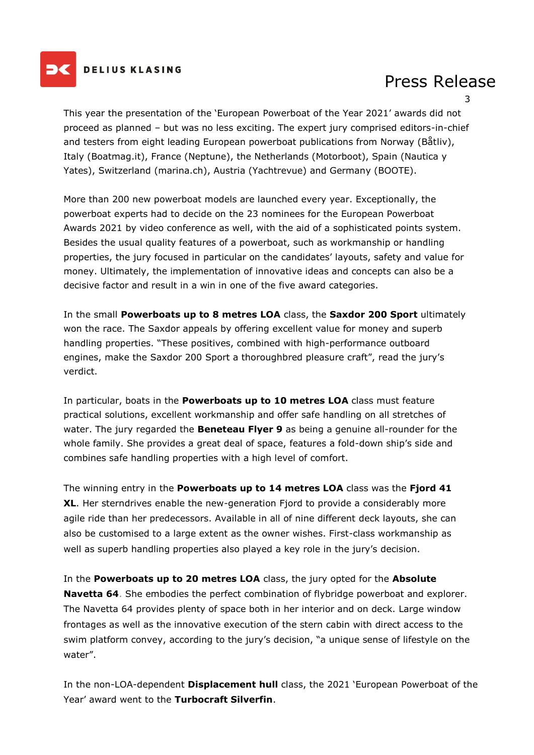This year the presentation of the 'European Powerboat of the Year 2021' awards did not proceed as planned – but was no less exciting. The expert jury comprised editors-in-chief and testers from eight leading European powerboat publications from Norway (Båtliv), Italy (Boatmag.it), France (Neptune), the Netherlands (Motorboot), Spain (Nautica y Yates), Switzerland (marina.ch), Austria (Yachtrevue) and Germany (BOOTE).

More than 200 new powerboat models are launched every year. Exceptionally, the powerboat experts had to decide on the 23 nominees for the European Powerboat Awards 2021 by video conference as well, with the aid of a sophisticated points system. Besides the usual quality features of a powerboat, such as workmanship or handling properties, the jury focused in particular on the candidates' layouts, safety and value for money. Ultimately, the implementation of innovative ideas and concepts can also be a decisive factor and result in a win in one of the five award categories.

In the small **Powerboats up to 8 metres LOA** class, the **Saxdor 200 Sport** ultimately won the race. The Saxdor appeals by offering excellent value for money and superb handling properties. "These positives, combined with high-performance outboard engines, make the Saxdor 200 Sport a thoroughbred pleasure craft", read the jury's verdict.

In particular, boats in the **Powerboats up to 10 metres LOA** class must feature practical solutions, excellent workmanship and offer safe handling on all stretches of water. The jury regarded the **Beneteau Flyer 9** as being a genuine all-rounder for the whole family. She provides a great deal of space, features a fold-down ship's side and combines safe handling properties with a high level of comfort.

The winning entry in the **Powerboats up to 14 metres LOA** class was the **Fjord 41 XL**. Her sterndrives enable the new-generation Fjord to provide a considerably more agile ride than her predecessors. Available in all of nine different deck layouts, she can also be customised to a large extent as the owner wishes. First-class workmanship as well as superb handling properties also played a key role in the jury's decision.

In the **Powerboats up to 20 metres LOA** class, the jury opted for the **Absolute Navetta 64**. She embodies the perfect combination of flybridge powerboat and explorer. The Navetta 64 provides plenty of space both in her interior and on deck. Large window frontages as well as the innovative execution of the stern cabin with direct access to the swim platform convey, according to the jury's decision, "a unique sense of lifestyle on the water".

In the non-LOA-dependent **Displacement hull** class, the 2021 'European Powerboat of the Year' award went to the **Turbocraft Silverfin**.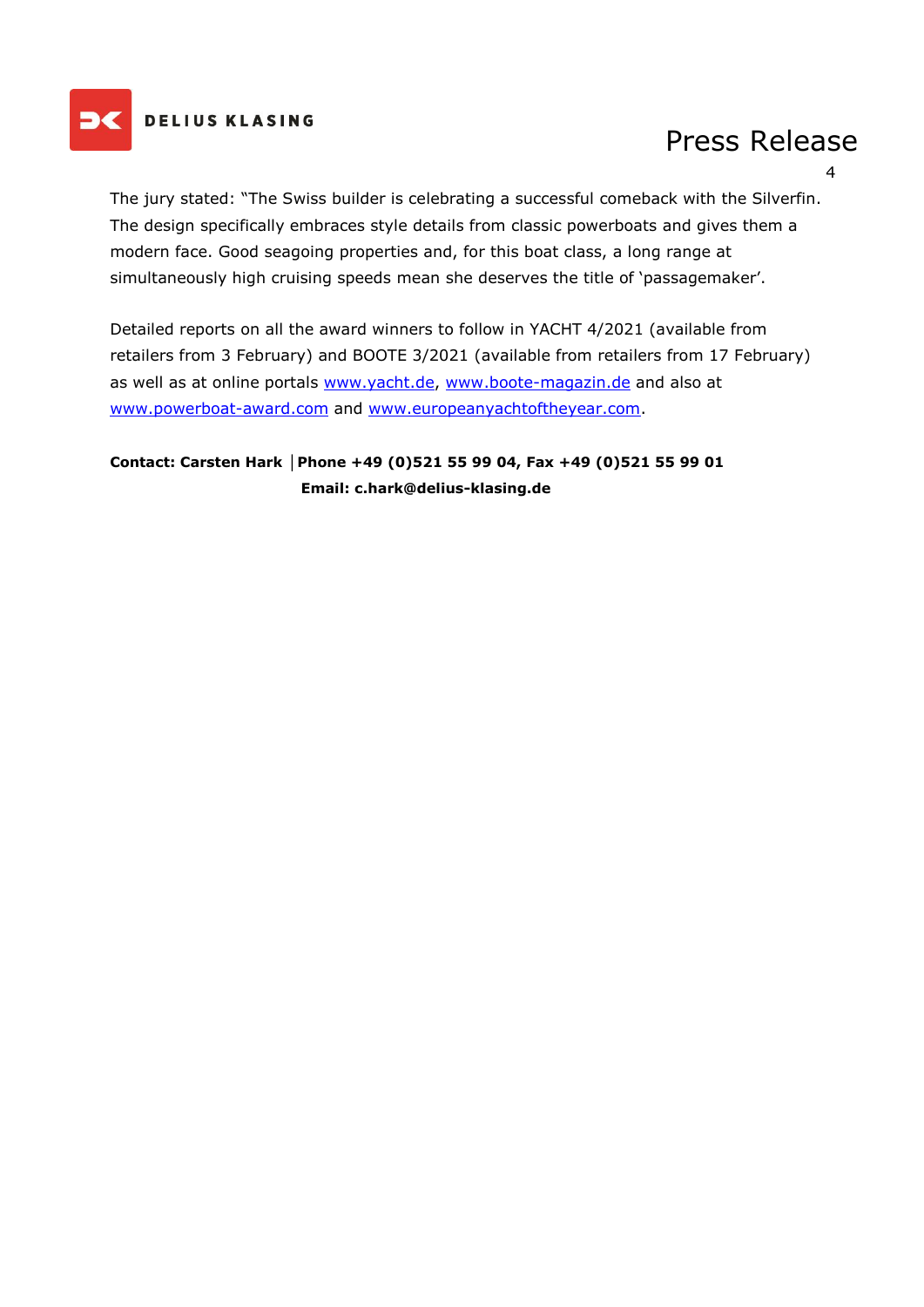The jury stated: "The Swiss builder is celebrating a successful comeback with the Silverfin. The design specifically embraces style details from classic powerboats and gives them a modern face. Good seagoing properties and, for this boat class, a long range at simultaneously high cruising speeds mean she deserves the title of 'passagemaker'.

Detailed reports on all the award winners to follow in YACHT 4/2021 (available from retailers from 3 February) and BOOTE 3/2021 (available from retailers from 17 February) as well as at online portals www.yacht.de, www.boote-magazin.de and also at www.powerboat-award.com and www.europeanyachtoftheyear.com.

**Contact: Carsten Hark │Phone +49 (0)521 55 99 04, Fax +49 (0)521 55 99 01**
**Email: c.hark@delius-klasing.de**